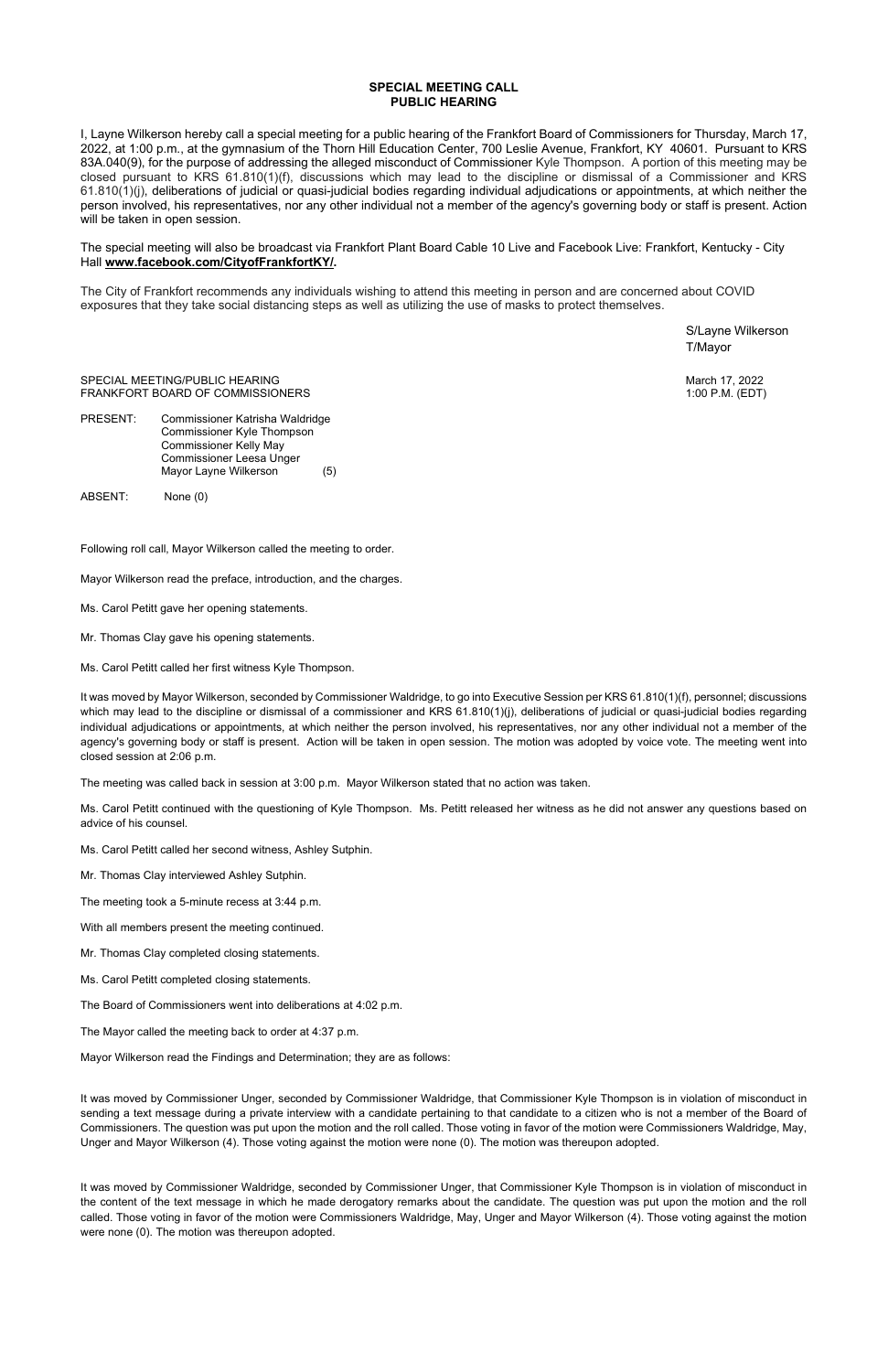**SPECIAL MEETING CALL**
**PUBLIC HEARING**

I, Layne Wilkerson hereby call a special meeting for a public hearing of the Frankfort Board of Commissioners for Thursday, March 17, 2022, at 1:00 p.m., at the gymnasium of the Thorn Hill Education Center, 700 Leslie Avenue, Frankfort, KY 40601. Pursuant to KRS 83A.040(9), for the purpose of addressing the alleged misconduct of Commissioner Kyle Thompson. A portion of this meeting may be closed pursuant to KRS 61.810(1)(f), discussions which may lead to the discipline or dismissal of a Commissioner and KRS 61.810(1)(j), deliberations of judicial or quasi-judicial bodies regarding individual adjudications or appointments, at which neither the person involved, his representatives, nor any other individual not a member of the agency's governing body or staff is present. Action will be taken in open session.

The special meeting will also be broadcast via Frankfort Plant Board Cable 10 Live and Facebook Live: Frankfort, Kentucky - City Hall **www.facebook.com/CityofFrankfortKY/.**

The City of Frankfort recommends any individuals wishing to attend this meeting in person and are concerned about COVID exposures that they take social distancing steps as well as utilizing the use of masks to protect themselves.

S/Layne Wilkerson
T/Mayor

SPECIAL MEETING/PUBLIC HEARING
FRANKFORT BOARD OF COMMISSIONERS

March 17, 2022
1:00 P.M. (EDT)

PRESENT: Commissioner Katrisha Waldridge
Commissioner Kyle Thompson
Commissioner Kelly May
Commissioner Leesa Unger
Mayor Layne Wilkerson (5)

ABSENT: None (0)

Following roll call, Mayor Wilkerson called the meeting to order.

Mayor Wilkerson read the preface, introduction, and the charges.

Ms. Carol Petitt gave her opening statements.

Mr. Thomas Clay gave his opening statements.

Ms. Carol Petitt called her first witness Kyle Thompson.

It was moved by Mayor Wilkerson, seconded by Commissioner Waldridge, to go into Executive Session per KRS 61.810(1)(f), personnel; discussions which may lead to the discipline or dismissal of a commissioner and KRS 61.810(1)(j), deliberations of judicial or quasi-judicial bodies regarding individual adjudications or appointments, at which neither the person involved, his representatives, nor any other individual not a member of the agency's governing body or staff is present. Action will be taken in open session. The motion was adopted by voice vote. The meeting went into closed session at 2:06 p.m.

The meeting was called back in session at 3:00 p.m. Mayor Wilkerson stated that no action was taken.

Ms. Carol Petitt continued with the questioning of Kyle Thompson. Ms. Petitt released her witness as he did not answer any questions based on advice of his counsel.

Ms. Carol Petitt called her second witness, Ashley Sutphin.

Mr. Thomas Clay interviewed Ashley Sutphin.

The meeting took a 5-minute recess at 3:44 p.m.

With all members present the meeting continued.

Mr. Thomas Clay completed closing statements.

Ms. Carol Petitt completed closing statements.

The Board of Commissioners went into deliberations at 4:02 p.m.

The Mayor called the meeting back to order at 4:37 p.m.

Mayor Wilkerson read the Findings and Determination; they are as follows:

It was moved by Commissioner Unger, seconded by Commissioner Waldridge, that Commissioner Kyle Thompson is in violation of misconduct in sending a text message during a private interview with a candidate pertaining to that candidate to a citizen who is not a member of the Board of Commissioners. The question was put upon the motion and the roll called. Those voting in favor of the motion were Commissioners Waldridge, May, Unger and Mayor Wilkerson (4). Those voting against the motion were none (0). The motion was thereupon adopted.

It was moved by Commissioner Waldridge, seconded by Commissioner Unger, that Commissioner Kyle Thompson is in violation of misconduct in the content of the text message in which he made derogatory remarks about the candidate. The question was put upon the motion and the roll called. Those voting in favor of the motion were Commissioners Waldridge, May, Unger and Mayor Wilkerson (4). Those voting against the motion were none (0). The motion was thereupon adopted.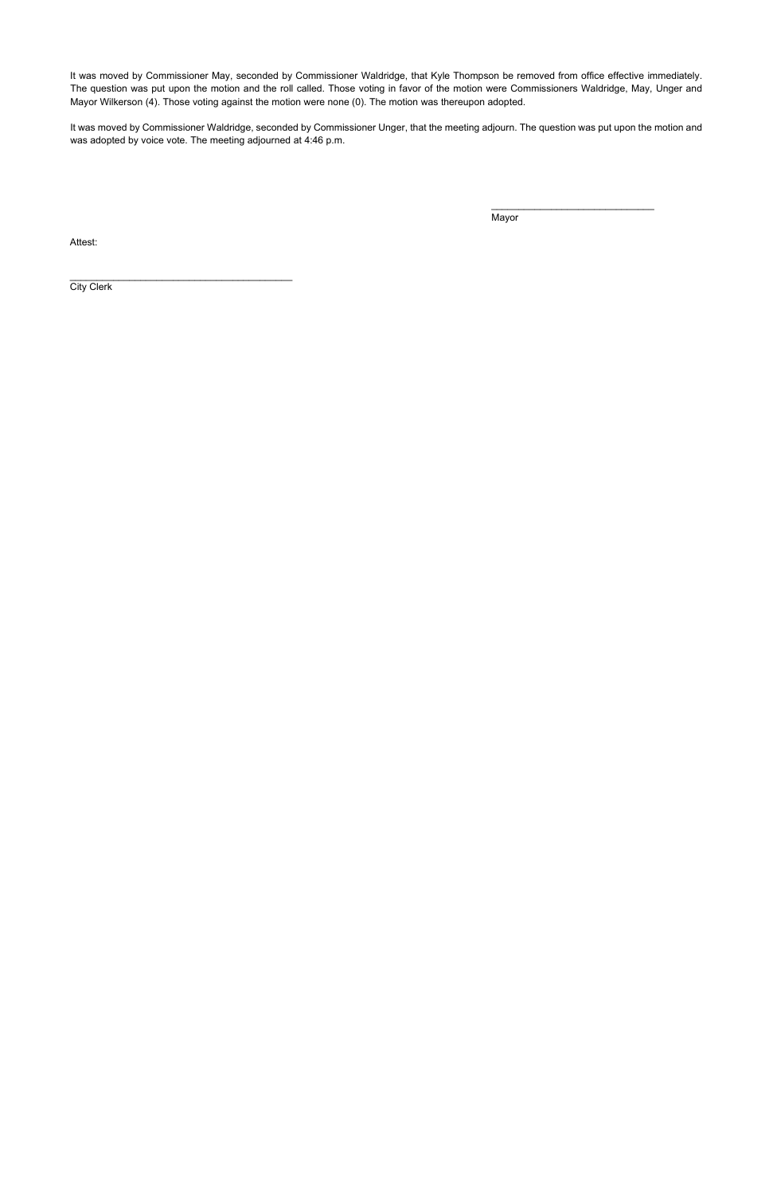It was moved by Commissioner May, seconded by Commissioner Waldridge, that Kyle Thompson be removed from office effective immediately. The question was put upon the motion and the roll called. Those voting in favor of the motion were Commissioners Waldridge, May, Unger and Mayor Wilkerson (4). Those voting against the motion were none (0). The motion was thereupon adopted.

It was moved by Commissioner Waldridge, seconded by Commissioner Unger, that the meeting adjourn. The question was put upon the motion and was adopted by voice vote. The meeting adjourned at 4:46 p.m.

______________________________
Mayor

Attest:

__________________________________________
City Clerk